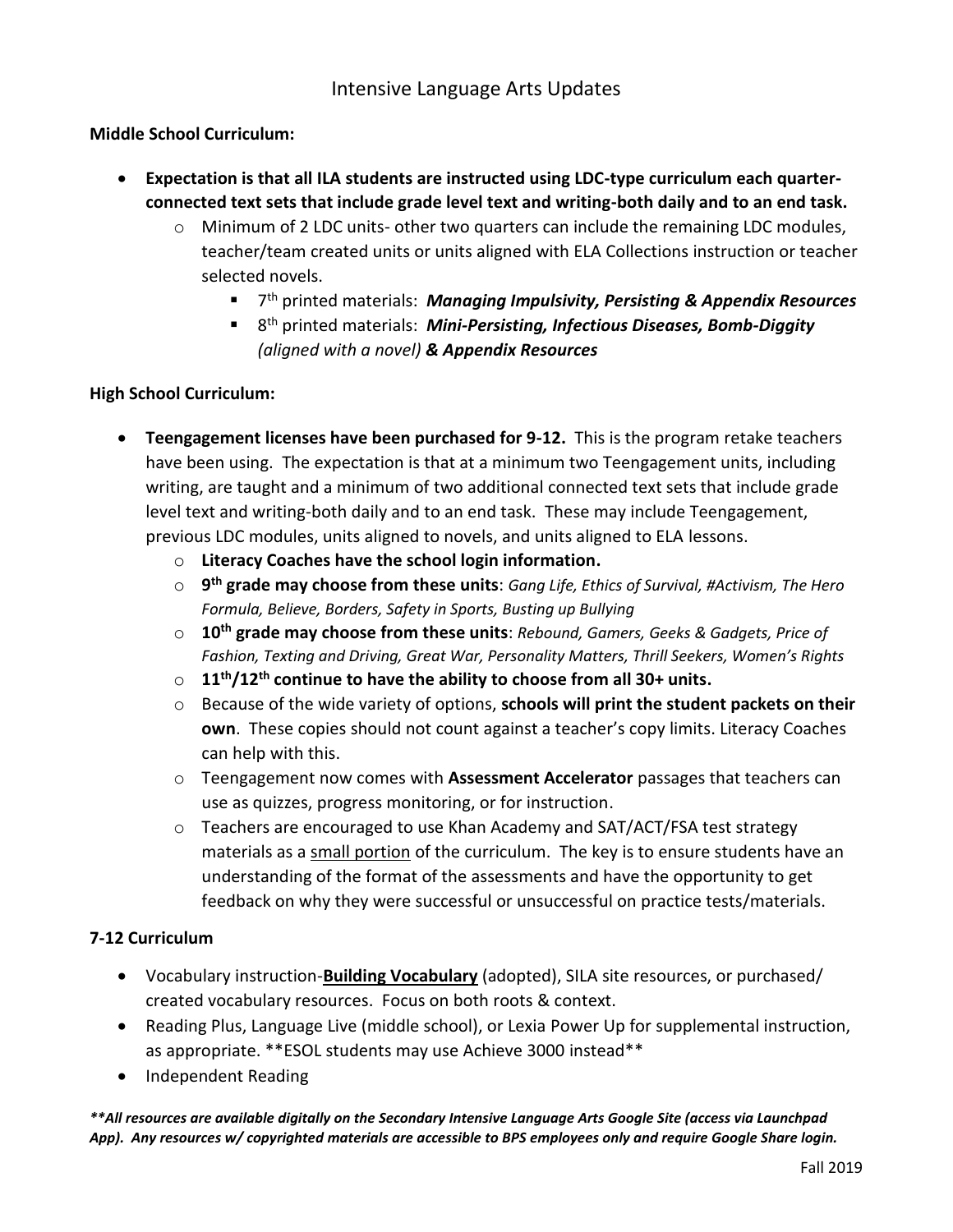# Intensive Language Arts Updates

**Middle School Curriculum:**

- **Expectation is that all ILA students are instructed using LDC-type curriculum each quarter-connected text sets that include grade level text and writing-both daily and to an end task.**
  - Minimum of 2 LDC units- other two quarters can include the remaining LDC modules, teacher/team created units or units aligned with ELA Collections instruction or teacher selected novels.
    - 7th printed materials: ***Managing Impulsivity, Persisting & Appendix Resources***
    - 8th printed materials: ***Mini-Persisting, Infectious Diseases, Bomb-Diggity*** *(aligned with a novel)* ***& Appendix Resources***

**High School Curriculum:**

- **Teengagement licenses have been purchased for 9-12.** This is the program retake teachers have been using. The expectation is that at a minimum two Teengagement units, including writing, are taught and a minimum of two additional connected text sets that include grade level text and writing-both daily and to an end task. These may include Teengagement, previous LDC modules, units aligned to novels, and units aligned to ELA lessons.
  - **Literacy Coaches have the school login information.**
  - **9th grade may choose from these units**: *Gang Life, Ethics of Survival, #Activism, The Hero Formula, Believe, Borders, Safety in Sports, Busting up Bullying*
  - **10th grade may choose from these units**: *Rebound, Gamers, Geeks & Gadgets, Price of Fashion, Texting and Driving, Great War, Personality Matters, Thrill Seekers, Women's Rights*
  - **11th/12th continue to have the ability to choose from all 30+ units.**
  - Because of the wide variety of options, **schools will print the student packets on their own**. These copies should not count against a teacher's copy limits. Literacy Coaches can help with this.
  - Teengagement now comes with **Assessment Accelerator** passages that teachers can use as quizzes, progress monitoring, or for instruction.
  - Teachers are encouraged to use Khan Academy and SAT/ACT/FSA test strategy materials as a small portion of the curriculum. The key is to ensure students have an understanding of the format of the assessments and have the opportunity to get feedback on why they were successful or unsuccessful on practice tests/materials.

**7-12 Curriculum**

- Vocabulary instruction-**Building Vocabulary** (adopted), SILA site resources, or purchased/ created vocabulary resources. Focus on both roots & context.
- Reading Plus, Language Live (middle school), or Lexia Power Up for supplemental instruction, as appropriate. **ESOL students may use Achieve 3000 instead**
- Independent Reading

***\*\*All resources are available digitally on the Secondary Intensive Language Arts Google Site (access via Launchpad App). Any resources w/ copyrighted materials are accessible to BPS employees only and require Google Share login.***

Fall 2019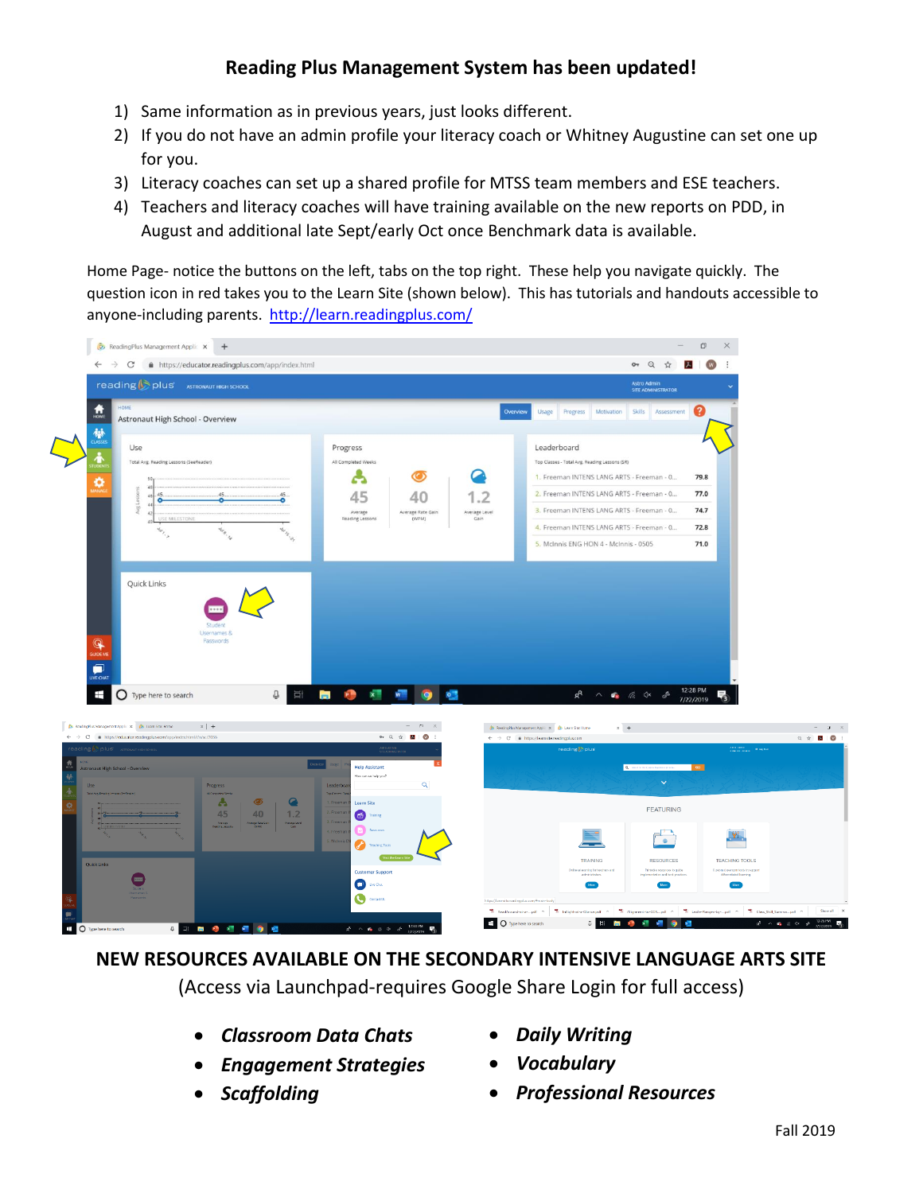# Reading Plus Management System has been updated!

1) Same information as in previous years, just looks different.
2) If you do not have an admin profile your literacy coach or Whitney Augustine can set one up for you.
3) Literacy coaches can set up a shared profile for MTSS team members and ESE teachers.
4) Teachers and literacy coaches will have training available on the new reports on PDD, in August and additional late Sept/early Oct once Benchmark data is available.

Home Page- notice the buttons on the left, tabs on the top right. These help you navigate quickly. The question icon in red takes you to the Learn Site (shown below). This has tutorials and handouts accessible to anyone-including parents. http://learn.readingplus.com/

## NEW RESOURCES AVAILABLE ON THE SECONDARY INTENSIVE LANGUAGE ARTS SITE

(Access via Launchpad-requires Google Share Login for full access)

- ***Classroom Data Chats***
- ***Engagement Strategies***
- ***Scaffolding***
- ***Daily Writing***
- ***Vocabulary***
- ***Professional Resources***

Fall 2019